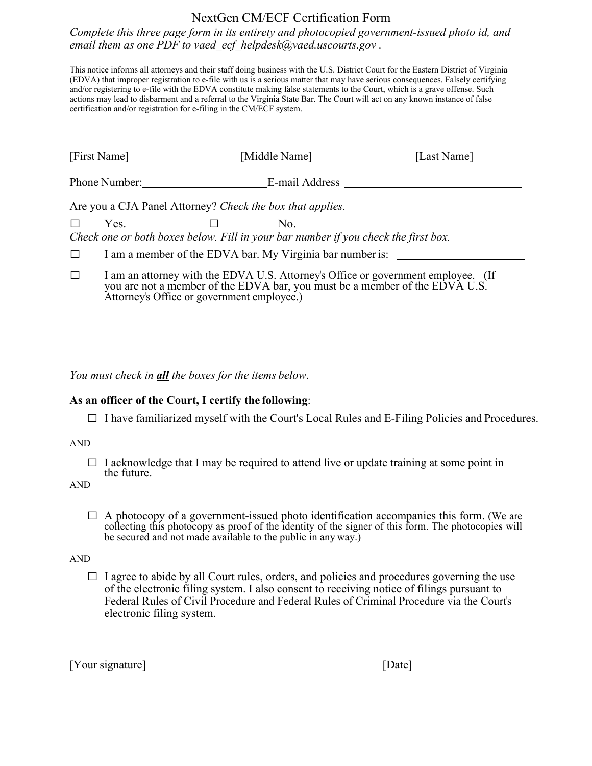# NextGen CM/ECF Certification Form

*Complete this three page form in its entirety and photocopied government-issued photo id, and email them as one PDF to vaed_ecf_helpdesk@vaed.uscourts.gov .*

This notice informs all attorneys and their staff doing business with the U.S. District Court for the Eastern District of Virginia (EDVA) that improper registration to e-file with us is a serious matter that may have serious consequences. Falsely certifying and/or registering to e-file with the EDVA constitute making false statements to the Court, which is a grave offense. Such actions may lead to disbarment and a referral to the Virginia State Bar. The Court will act on any known instance of false certification and/or registration for e-filing in the CM/ECF system.

______________________________________________________________

[First Name] [Middle Name] [Last Name]

Phone Number:_____________________ E-mail Address ______________________________

Are you a CJA Panel Attorney? *Check the box that applies.*

☐ Yes. ☐ No.

*Check one or both boxes below. Fill in your bar number if you check the first box.*

☐ I am a member of the EDVA bar. My Virginia bar number is: ______________________

☐ I am an attorney with the EDVA U.S. Attorney's Office or government employee. (If you are not a member of the EDVA bar, you must be a member of the EDVA U.S. Attorney's Office or government employee.)

*You must check in **all** the boxes for the items below*.

**As an officer of the Court, I certify the following**:

☐ I have familiarized myself with the Court's Local Rules and E-Filing Policies and Procedures.

AND

☐ I acknowledge that I may be required to attend live or update training at some point in the future.

AND

☐ A photocopy of a government-issued photo identification accompanies this form. (We are collecting this photocopy as proof of the identity of the signer of this form. The photocopies will be secured and not made available to the public in any way.)

AND

☐ I agree to abide by all Court rules, orders, and policies and procedures governing the use of the electronic filing system. I also consent to receiving notice of filings pursuant to Federal Rules of Civil Procedure and Federal Rules of Criminal Procedure via the Court's electronic filing system.

______________________________ ______________________

[Your signature] [Date]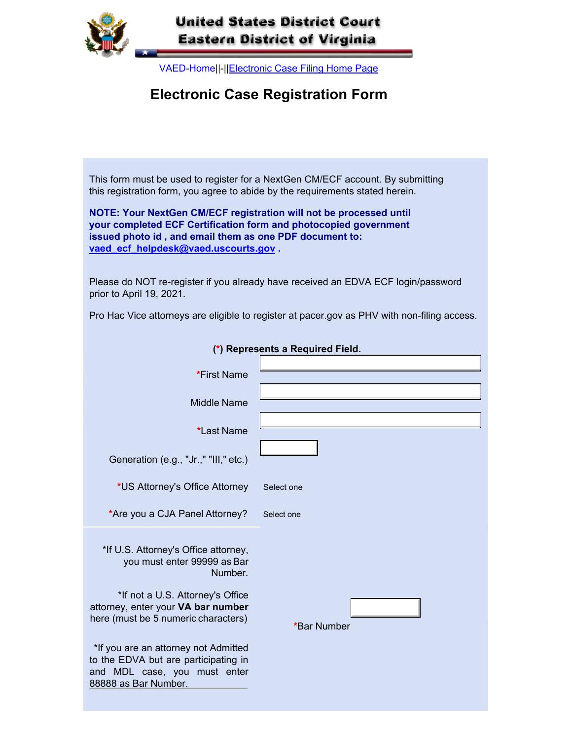# United States District Court
# Eastern District of Virginia

[VAED-Home](#)||-||[Electronic Case Filing Home Page](#)

## Electronic Case Registration Form

This form must be used to register for a NextGen CM/ECF account. By submitting this registration form, you agree to abide by the requirements stated herein.

**NOTE: Your NextGen CM/ECF registration will not be processed until your completed ECF Certification form and photocopied government issued photo id , and email them as one PDF document to: [vaed_ecf_helpdesk@vaed.uscourts.gov](mailto:vaed_ecf_helpdesk@vaed.uscourts.gov) .**

Please do NOT re-register if you already have received an EDVA ECF login/password prior to April 19, 2021.

Pro Hac Vice attorneys are eligible to register at pacer.gov as PHV with non-filing access.

**(*) Represents a Required Field.**

*First Name

Middle Name

*Last Name

Generation (e.g., "Jr.," "III," etc.)

*US Attorney's Office Attorney — Select one

*Are you a CJA Panel Attorney? — Select one

*If U.S. Attorney's Office attorney, you must enter 99999 as Bar Number.

*If not a U.S. Attorney's Office attorney, enter your **VA bar number** here (must be 5 numeric characters)

*Bar Number

*If you are an attorney not Admitted to the EDVA but are participating in and MDL case, you must enter 88888 as Bar Number.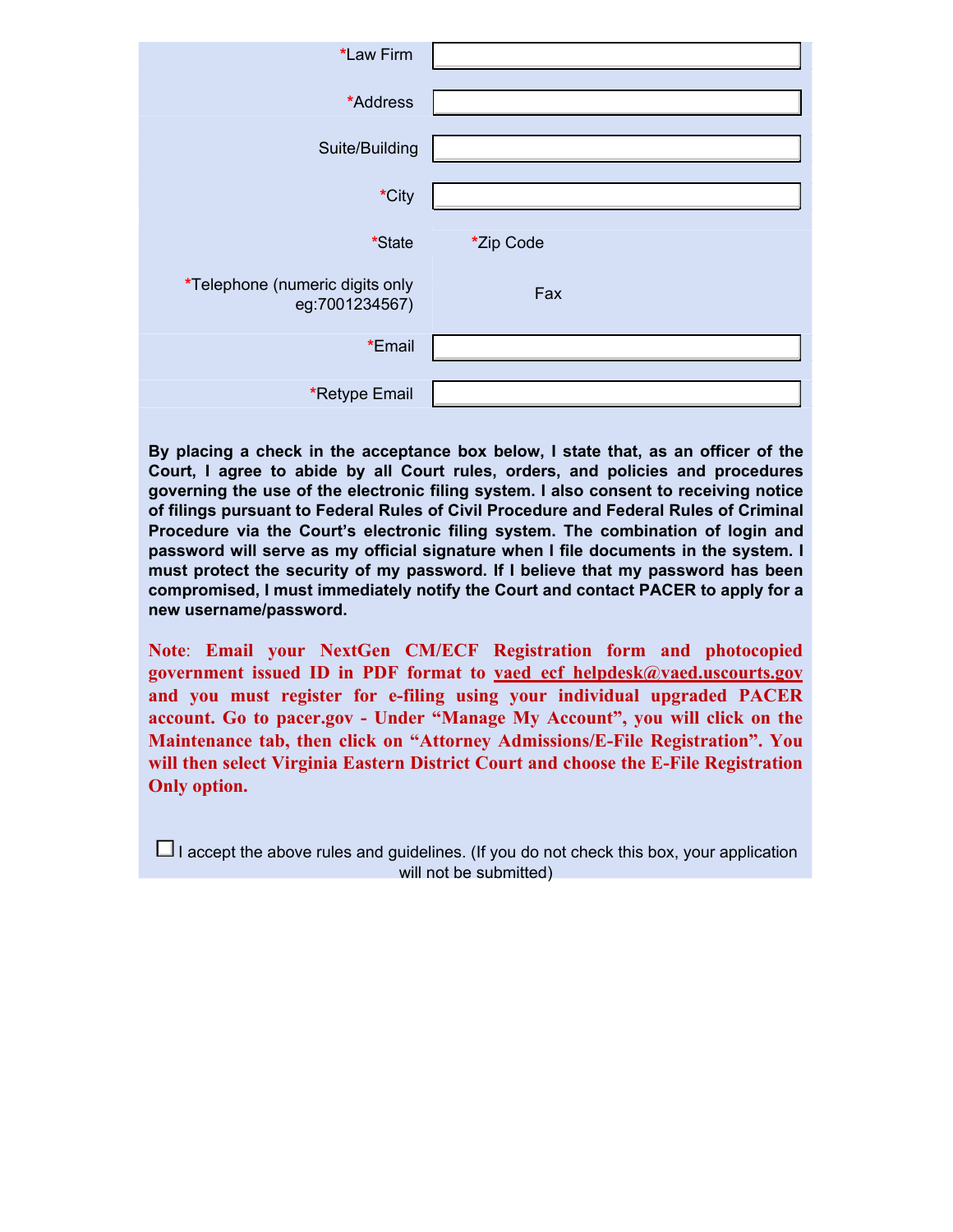| | |
|---|---|
| *Law Firm | |
| *Address | |
| Suite/Building | |
| *City | |
| *State | *Zip Code |
| *Telephone (numeric digits only eg:7001234567) | Fax |
| *Email | |
| *Retype Email | |

**By placing a check in the acceptance box below, I state that, as an officer of the Court, I agree to abide by all Court rules, orders, and policies and procedures governing the use of the electronic filing system. I also consent to receiving notice of filings pursuant to Federal Rules of Civil Procedure and Federal Rules of Criminal Procedure via the Court's electronic filing system. The combination of login and password will serve as my official signature when I file documents in the system. I must protect the security of my password. If I believe that my password has been compromised, I must immediately notify the Court and contact PACER to apply for a new username/password.**

**Note**: **Email your NextGen CM/ECF Registration form and photocopied government issued ID in PDF format to vaed_ecf_helpdesk@vaed.uscourts.gov and you must register for e-filing using your individual upgraded PACER account. Go to pacer.gov - Under "Manage My Account", you will click on the Maintenance tab, then click on "Attorney Admissions/E-File Registration". You will then select Virginia Eastern District Court and choose the E-File Registration Only option.**

☐ I accept the above rules and guidelines. (If you do not check this box, your application will not be submitted)